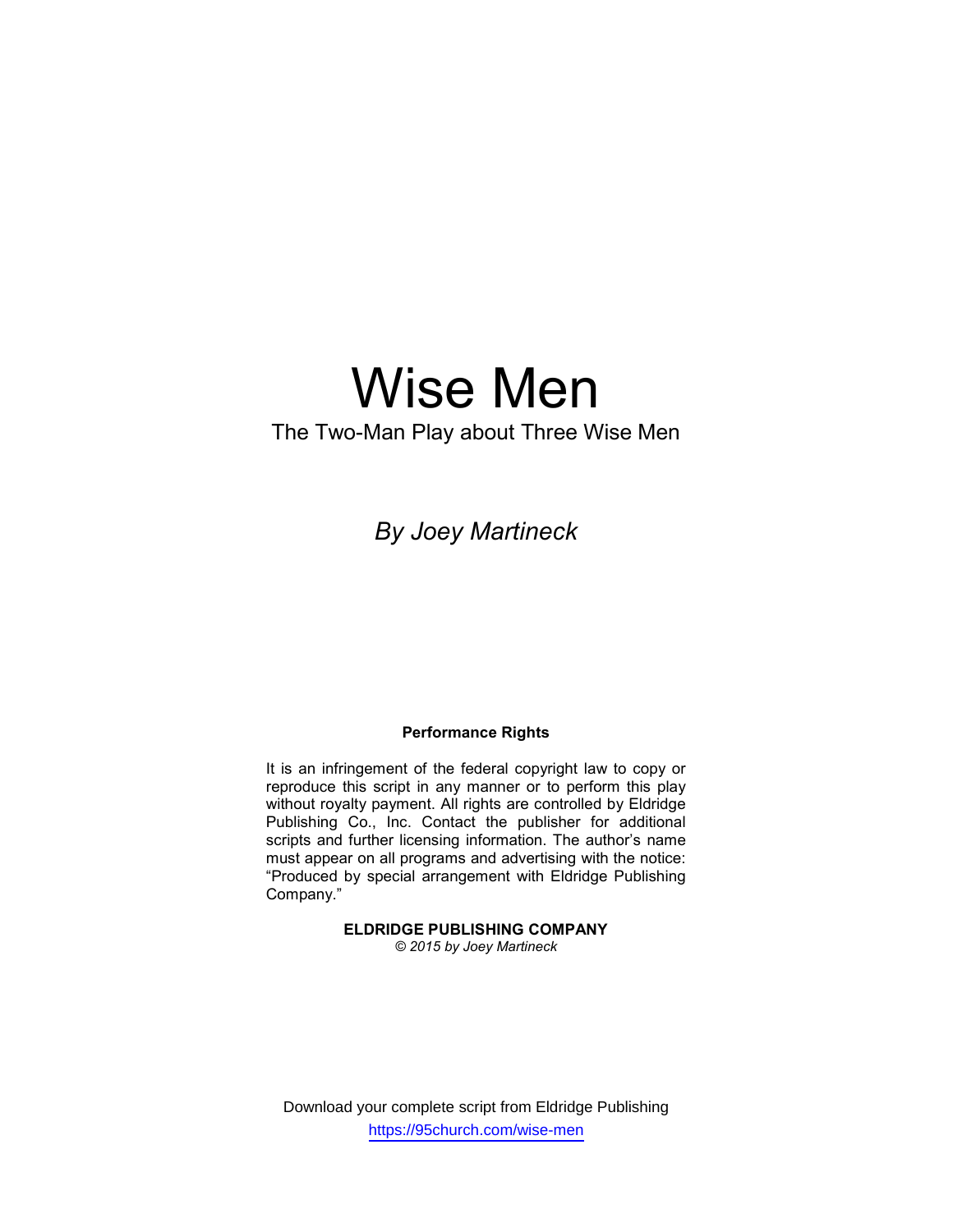# Wise Men

The Two-Man Play about Three Wise Men

*By Joey Martineck*

**Performance Rights**

It is an infringement of the federal copyright law to copy or reproduce this script in any manner or to perform this play without royalty payment. All rights are controlled by Eldridge Publishing Co., Inc. Contact the publisher for additional scripts and further licensing information. The author's name must appear on all programs and advertising with the notice: "Produced by special arrangement with Eldridge Publishing Company."

**ELDRIDGE PUBLISHING COMPANY**
*© 2015 by Joey Martineck*

Download your complete script from Eldridge Publishing
https://95church.com/wise-men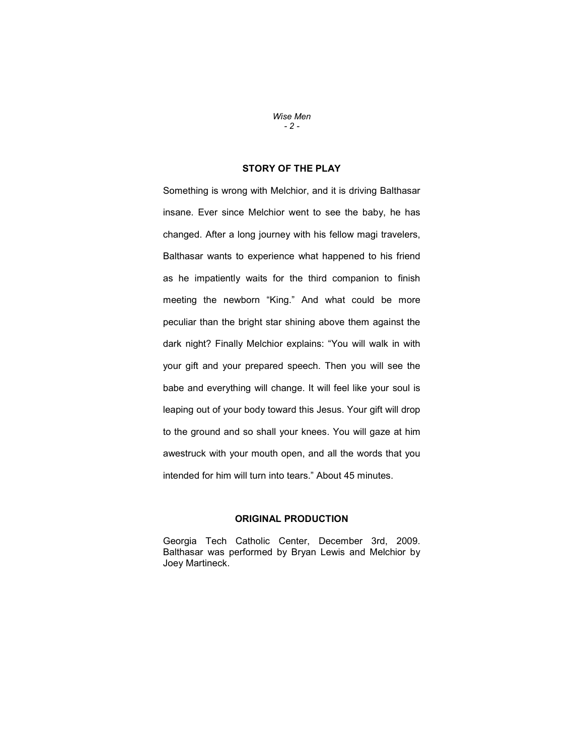## STORY OF THE PLAY

Something is wrong with Melchior, and it is driving Balthasar insane. Ever since Melchior went to see the baby, he has changed. After a long journey with his fellow magi travelers, Balthasar wants to experience what happened to his friend as he impatiently waits for the third companion to finish meeting the newborn "King." And what could be more peculiar than the bright star shining above them against the dark night? Finally Melchior explains: "You will walk in with your gift and your prepared speech. Then you will see the babe and everything will change. It will feel like your soul is leaping out of your body toward this Jesus. Your gift will drop to the ground and so shall your knees. You will gaze at him awestruck with your mouth open, and all the words that you intended for him will turn into tears." About 45 minutes.

## ORIGINAL PRODUCTION

Georgia Tech Catholic Center, December 3rd, 2009. Balthasar was performed by Bryan Lewis and Melchior by Joey Martineck.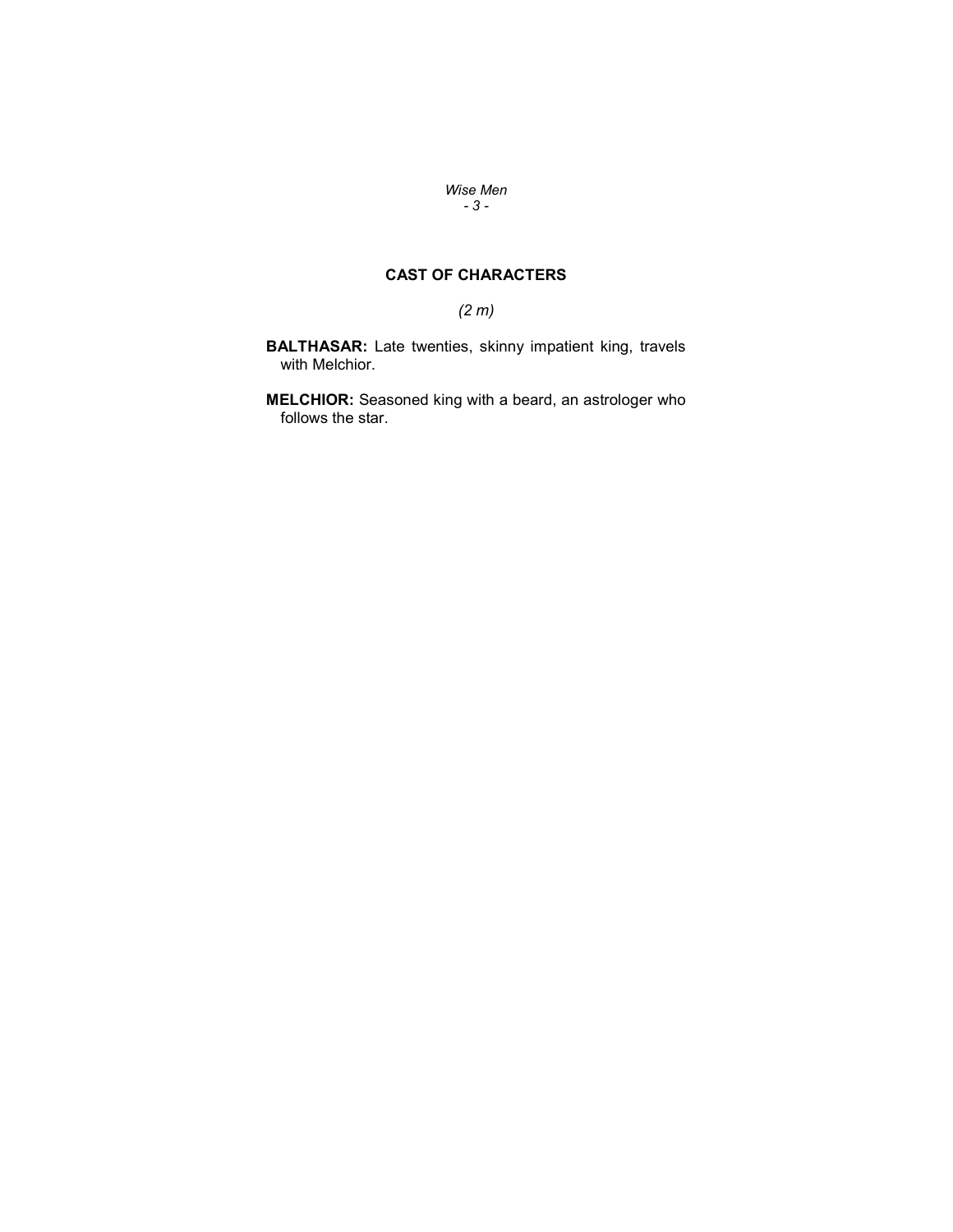## CAST OF CHARACTERS

*(2 m)*

**BALTHASAR:** Late twenties, skinny impatient king, travels with Melchior.

**MELCHIOR:** Seasoned king with a beard, an astrologer who follows the star.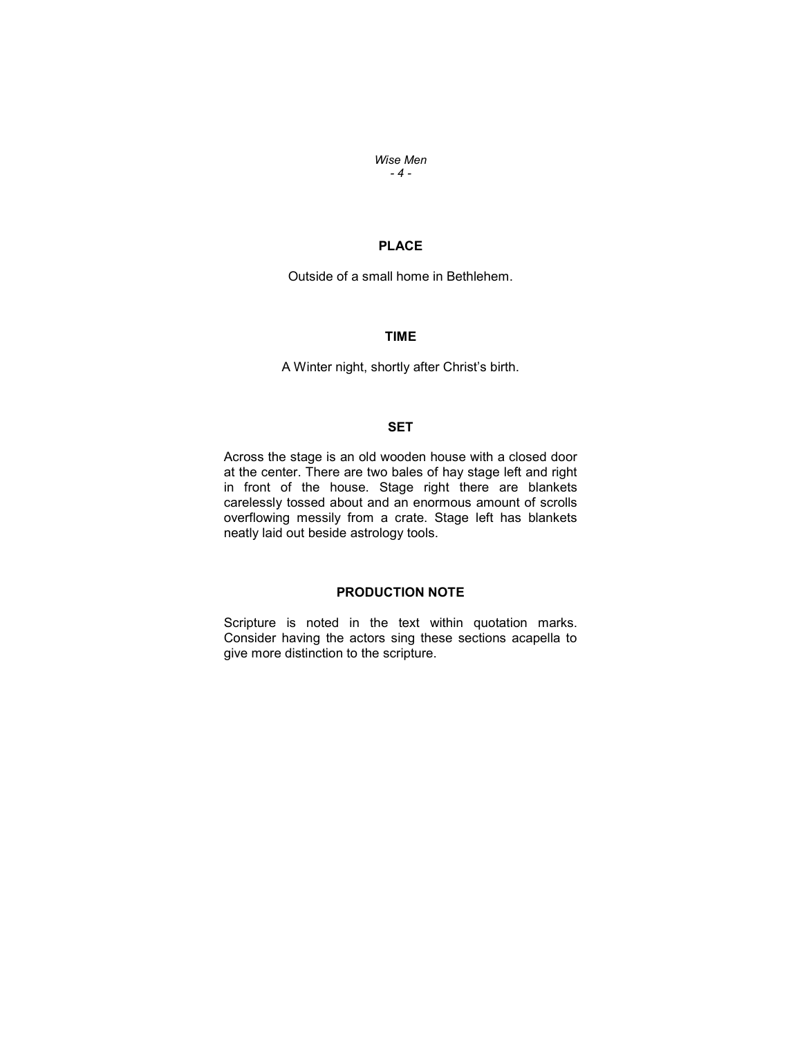## PLACE

Outside of a small home in Bethlehem.

## TIME

A Winter night, shortly after Christ's birth.

## SET

Across the stage is an old wooden house with a closed door at the center. There are two bales of hay stage left and right in front of the house. Stage right there are blankets carelessly tossed about and an enormous amount of scrolls overflowing messily from a crate. Stage left has blankets neatly laid out beside astrology tools.

## PRODUCTION NOTE

Scripture is noted in the text within quotation marks. Consider having the actors sing these sections acapella to give more distinction to the scripture.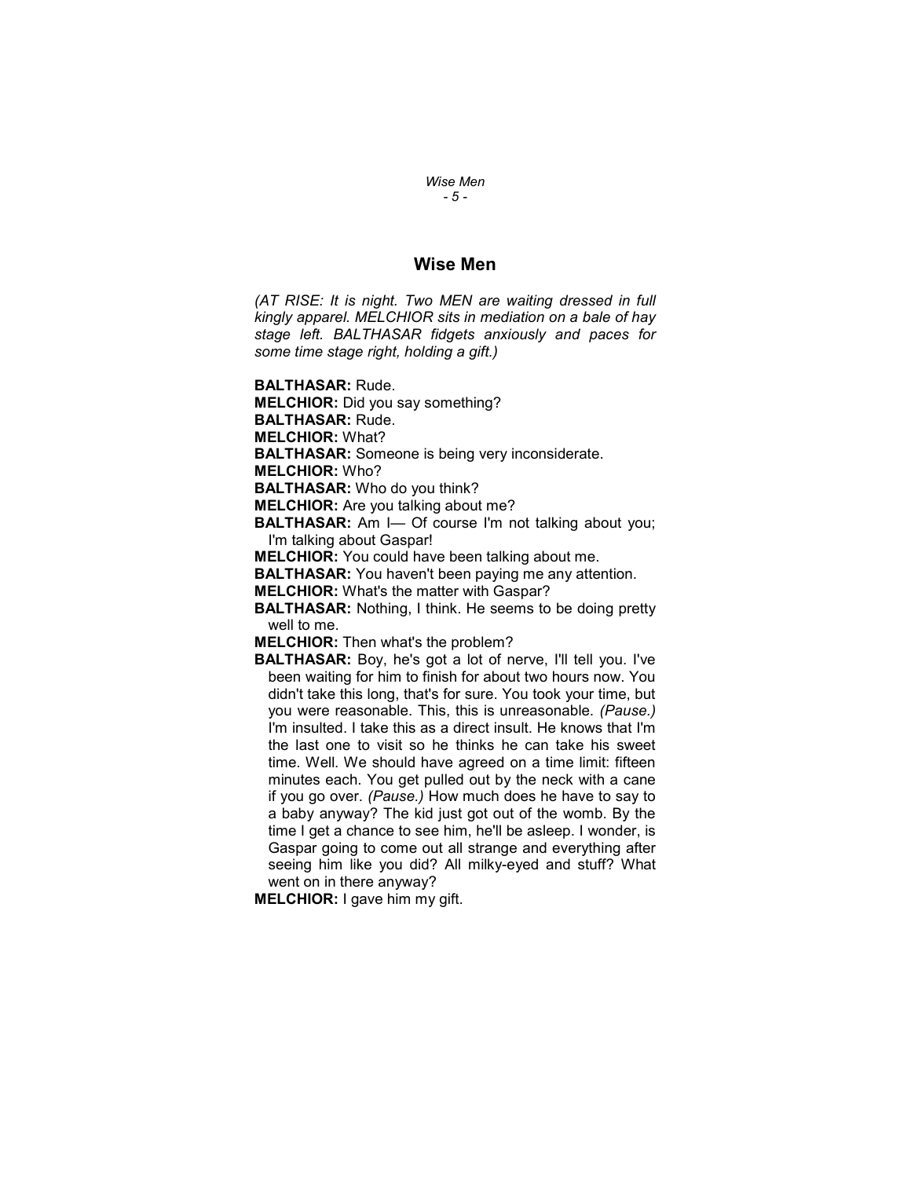# Wise Men

*(AT RISE: It is night. Two MEN are waiting dressed in full kingly apparel. MELCHIOR sits in mediation on a bale of hay stage left. BALTHASAR fidgets anxiously and paces for some time stage right, holding a gift.)*

**BALTHASAR:** Rude.

**MELCHIOR:** Did you say something?

**BALTHASAR:** Rude.

**MELCHIOR:** What?

**BALTHASAR:** Someone is being very inconsiderate.

**MELCHIOR:** Who?

**BALTHASAR:** Who do you think?

**MELCHIOR:** Are you talking about me?

**BALTHASAR:** Am I— Of course I'm not talking about you; I'm talking about Gaspar!

**MELCHIOR:** You could have been talking about me.

**BALTHASAR:** You haven't been paying me any attention.

**MELCHIOR:** What's the matter with Gaspar?

**BALTHASAR:** Nothing, I think. He seems to be doing pretty well to me.

**MELCHIOR:** Then what's the problem?

**BALTHASAR:** Boy, he's got a lot of nerve, I'll tell you. I've been waiting for him to finish for about two hours now. You didn't take this long, that's for sure. You took your time, but you were reasonable. This, this is unreasonable. *(Pause.)* I'm insulted. I take this as a direct insult. He knows that I'm the last one to visit so he thinks he can take his sweet time. Well. We should have agreed on a time limit: fifteen minutes each. You get pulled out by the neck with a cane if you go over. *(Pause.)* How much does he have to say to a baby anyway? The kid just got out of the womb. By the time I get a chance to see him, he'll be asleep. I wonder, is Gaspar going to come out all strange and everything after seeing him like you did? All milky-eyed and stuff? What went on in there anyway?

**MELCHIOR:** I gave him my gift.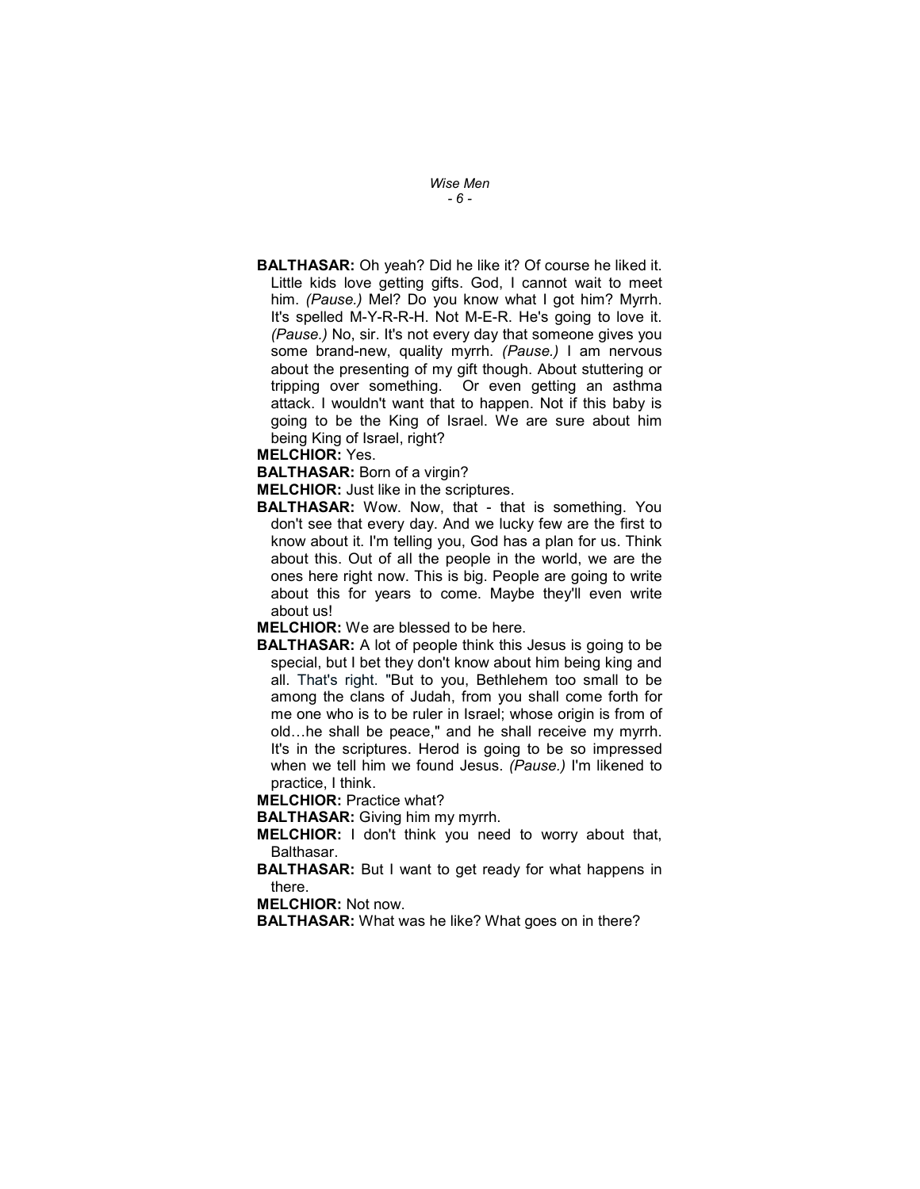**BALTHASAR:** Oh yeah? Did he like it? Of course he liked it. Little kids love getting gifts. God, I cannot wait to meet him. *(Pause.)* Mel? Do you know what I got him? Myrrh. It's spelled M-Y-R-R-H. Not M-E-R. He's going to love it. *(Pause.)* No, sir. It's not every day that someone gives you some brand-new, quality myrrh. *(Pause.)* I am nervous about the presenting of my gift though. About stuttering or tripping over something. Or even getting an asthma attack. I wouldn't want that to happen. Not if this baby is going to be the King of Israel. We are sure about him being King of Israel, right?

**MELCHIOR:** Yes.

**BALTHASAR:** Born of a virgin?

**MELCHIOR:** Just like in the scriptures.

**BALTHASAR:** Wow. Now, that - that is something. You don't see that every day. And we lucky few are the first to know about it. I'm telling you, God has a plan for us. Think about this. Out of all the people in the world, we are the ones here right now. This is big. People are going to write about this for years to come. Maybe they'll even write about us!

**MELCHIOR:** We are blessed to be here.

**BALTHASAR:** A lot of people think this Jesus is going to be special, but I bet they don't know about him being king and all. That's right. "But to you, Bethlehem too small to be among the clans of Judah, from you shall come forth for me one who is to be ruler in Israel; whose origin is from of old…he shall be peace," and he shall receive my myrrh. It's in the scriptures. Herod is going to be so impressed when we tell him we found Jesus. *(Pause.)* I'm likened to practice, I think.

**MELCHIOR:** Practice what?

**BALTHASAR:** Giving him my myrrh.

**MELCHIOR:** I don't think you need to worry about that, Balthasar.

**BALTHASAR:** But I want to get ready for what happens in there.

**MELCHIOR:** Not now.

**BALTHASAR:** What was he like? What goes on in there?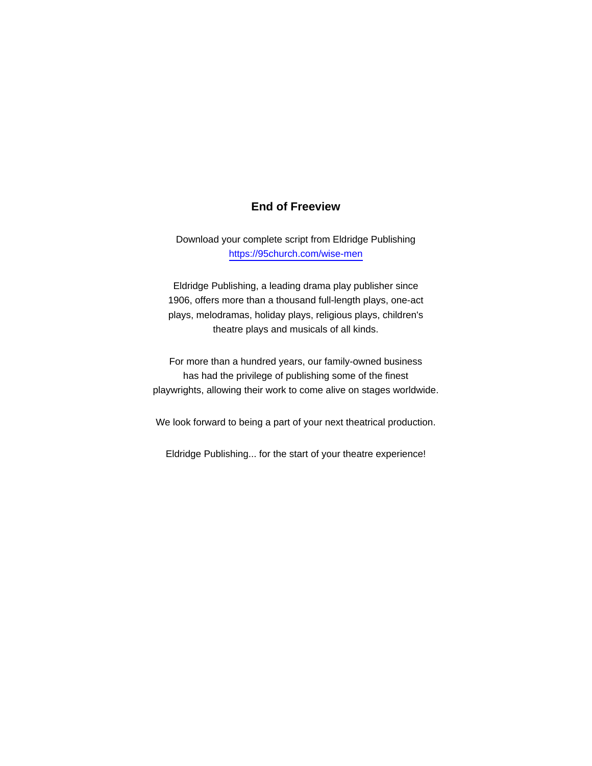**End of Freeview**

Download your complete script from Eldridge Publishing
https://95church.com/wise-men

Eldridge Publishing, a leading drama play publisher since 1906, offers more than a thousand full-length plays, one-act plays, melodramas, holiday plays, religious plays, children's theatre plays and musicals of all kinds.

For more than a hundred years, our family-owned business has had the privilege of publishing some of the finest playwrights, allowing their work to come alive on stages worldwide.

We look forward to being a part of your next theatrical production.

Eldridge Publishing... for the start of your theatre experience!